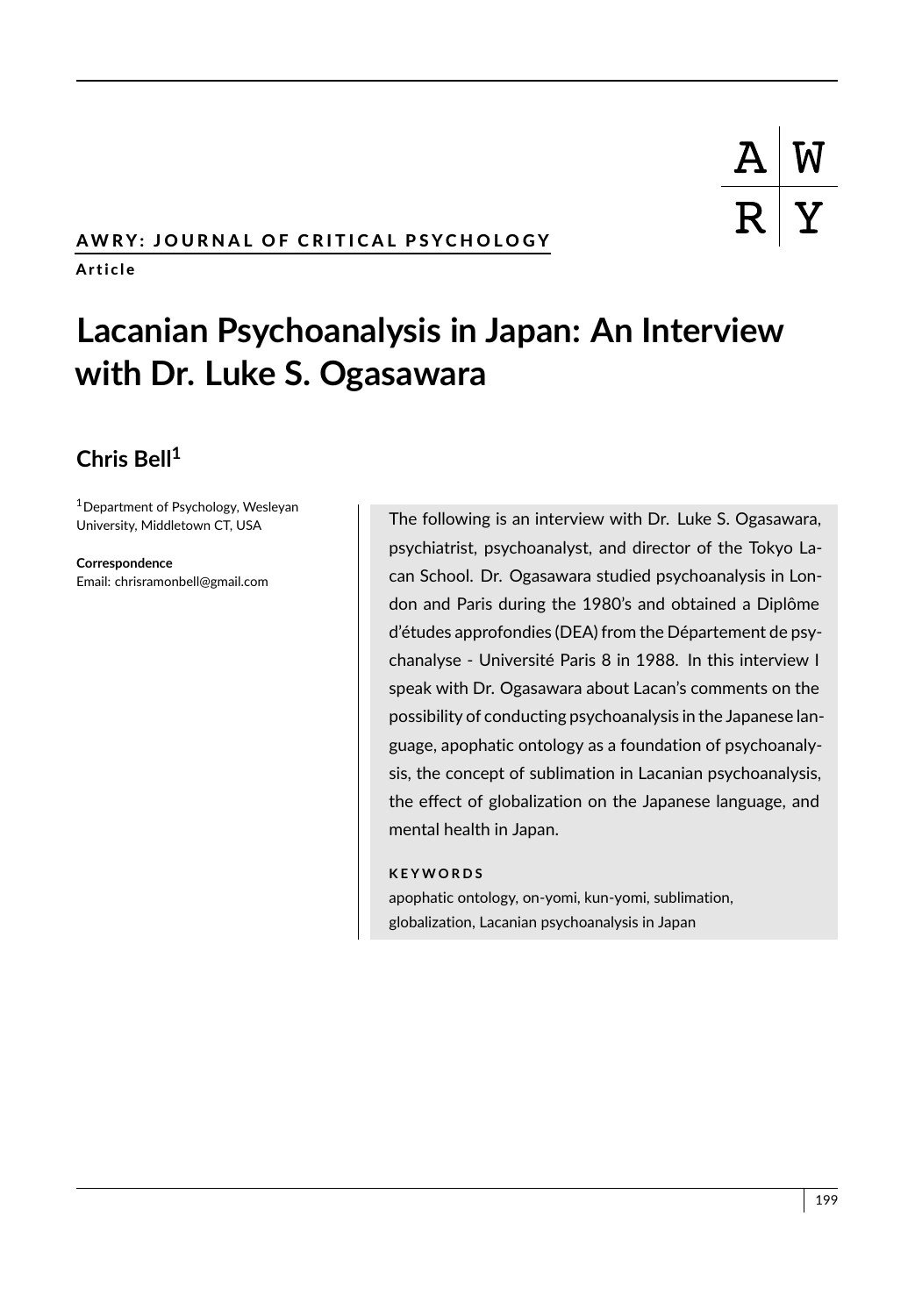**AWRY: JOURNAL OF CRITICAL PSYCHOLOGY**

**Article**

# Lacanian Psychoanalysis in Japan: An Interview with Dr. Luke S. Ogasawara

**Chris Bell**[1]

[1]Department of Psychology, Wesleyan University, Middletown CT, USA

**Correspondence**
Email: chrisramonbell@gmail.com

The following is an interview with Dr. Luke S. Ogasawara, psychiatrist, psychoanalyst, and director of the Tokyo Lacan School. Dr. Ogasawara studied psychoanalysis in London and Paris during the 1980's and obtained a Diplôme d'études approfondies (DEA) from the Département de psychanalyse - Université Paris 8 in 1988. In this interview I speak with Dr. Ogasawara about Lacan's comments on the possibility of conducting psychoanalysis in the Japanese language, apophatic ontology as a foundation of psychoanalysis, the concept of sublimation in Lacanian psychoanalysis, the effect of globalization on the Japanese language, and mental health in Japan.

**KEYWORDS**

apophatic ontology, on-yomi, kun-yomi, sublimation, globalization, Lacanian psychoanalysis in Japan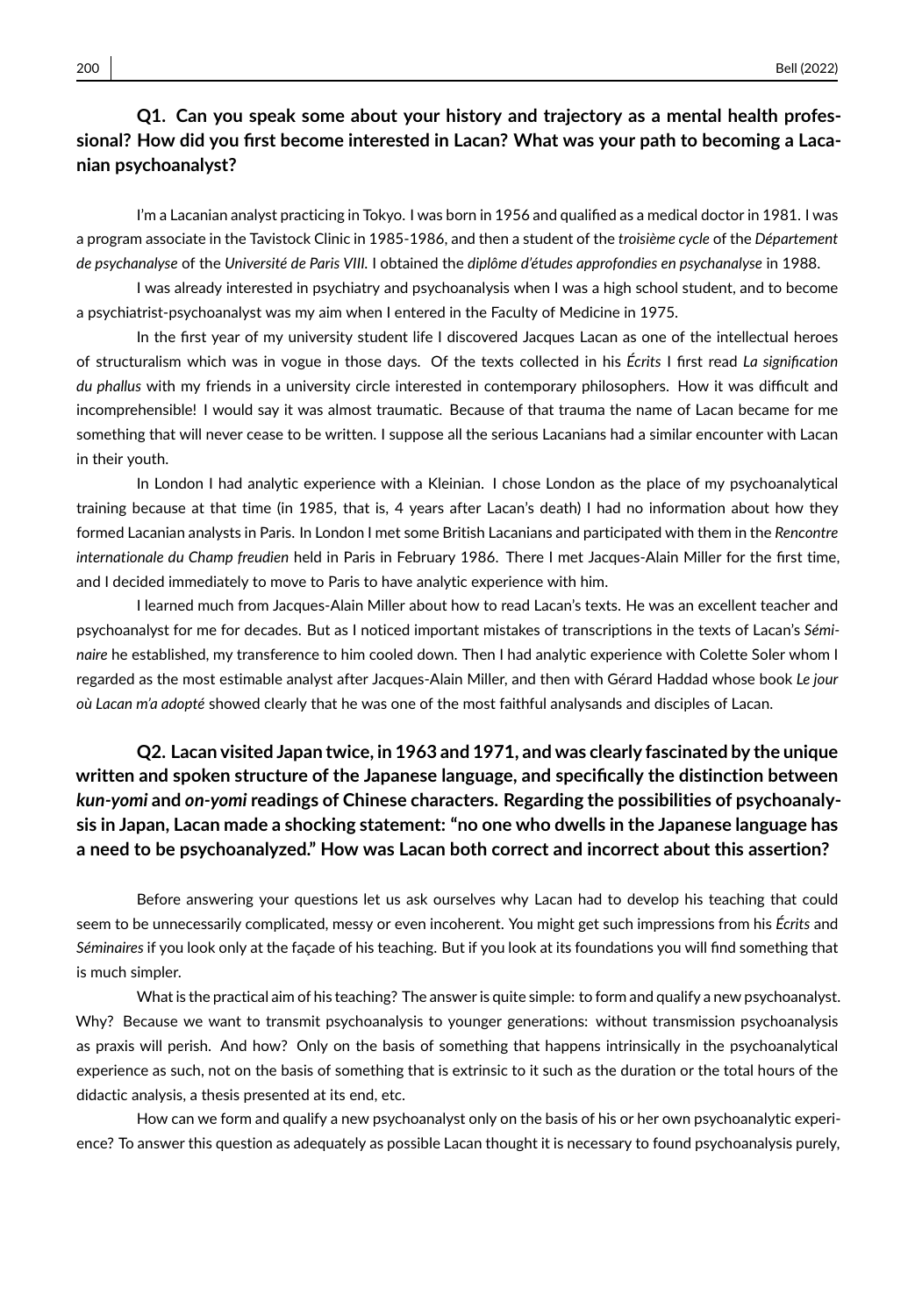**Q1. Can you speak some about your history and trajectory as a mental health professional? How did you first become interested in Lacan? What was your path to becoming a Lacanian psychoanalyst?**

I'm a Lacanian analyst practicing in Tokyo. I was born in 1956 and qualified as a medical doctor in 1981. I was a program associate in the Tavistock Clinic in 1985-1986, and then a student of the *troisième cycle* of the *Département de psychanalyse* of the *Université de Paris VIII*. I obtained the *diplôme d'études approfondies en psychanalyse* in 1988.

I was already interested in psychiatry and psychoanalysis when I was a high school student, and to become a psychiatrist-psychoanalyst was my aim when I entered in the Faculty of Medicine in 1975.

In the first year of my university student life I discovered Jacques Lacan as one of the intellectual heroes of structuralism which was in vogue in those days. Of the texts collected in his *Écrits* I first read *La signification du phallus* with my friends in a university circle interested in contemporary philosophers. How it was difficult and incomprehensible! I would say it was almost traumatic. Because of that trauma the name of Lacan became for me something that will never cease to be written. I suppose all the serious Lacanians had a similar encounter with Lacan in their youth.

In London I had analytic experience with a Kleinian. I chose London as the place of my psychoanalytical training because at that time (in 1985, that is, 4 years after Lacan's death) I had no information about how they formed Lacanian analysts in Paris. In London I met some British Lacanians and participated with them in the *Rencontre internationale du Champ freudien* held in Paris in February 1986. There I met Jacques-Alain Miller for the first time, and I decided immediately to move to Paris to have analytic experience with him.

I learned much from Jacques-Alain Miller about how to read Lacan's texts. He was an excellent teacher and psychoanalyst for me for decades. But as I noticed important mistakes of transcriptions in the texts of Lacan's *Séminaire* he established, my transference to him cooled down. Then I had analytic experience with Colette Soler whom I regarded as the most estimable analyst after Jacques-Alain Miller, and then with Gérard Haddad whose book *Le jour où Lacan m'a adopté* showed clearly that he was one of the most faithful analysands and disciples of Lacan.

**Q2. Lacan visited Japan twice, in 1963 and 1971, and was clearly fascinated by the unique written and spoken structure of the Japanese language, and specifically the distinction between *kun-yomi* and *on-yomi* readings of Chinese characters. Regarding the possibilities of psychoanalysis in Japan, Lacan made a shocking statement: "no one who dwells in the Japanese language has a need to be psychoanalyzed." How was Lacan both correct and incorrect about this assertion?**

Before answering your questions let us ask ourselves why Lacan had to develop his teaching that could seem to be unnecessarily complicated, messy or even incoherent. You might get such impressions from his *Écrits* and *Séminaires* if you look only at the façade of his teaching. But if you look at its foundations you will find something that is much simpler.

What is the practical aim of his teaching? The answer is quite simple: to form and qualify a new psychoanalyst. Why? Because we want to transmit psychoanalysis to younger generations: without transmission psychoanalysis as praxis will perish. And how? Only on the basis of something that happens intrinsically in the psychoanalytical experience as such, not on the basis of something that is extrinsic to it such as the duration or the total hours of the didactic analysis, a thesis presented at its end, etc.

How can we form and qualify a new psychoanalyst only on the basis of his or her own psychoanalytic experience? To answer this question as adequately as possible Lacan thought it is necessary to found psychoanalysis purely,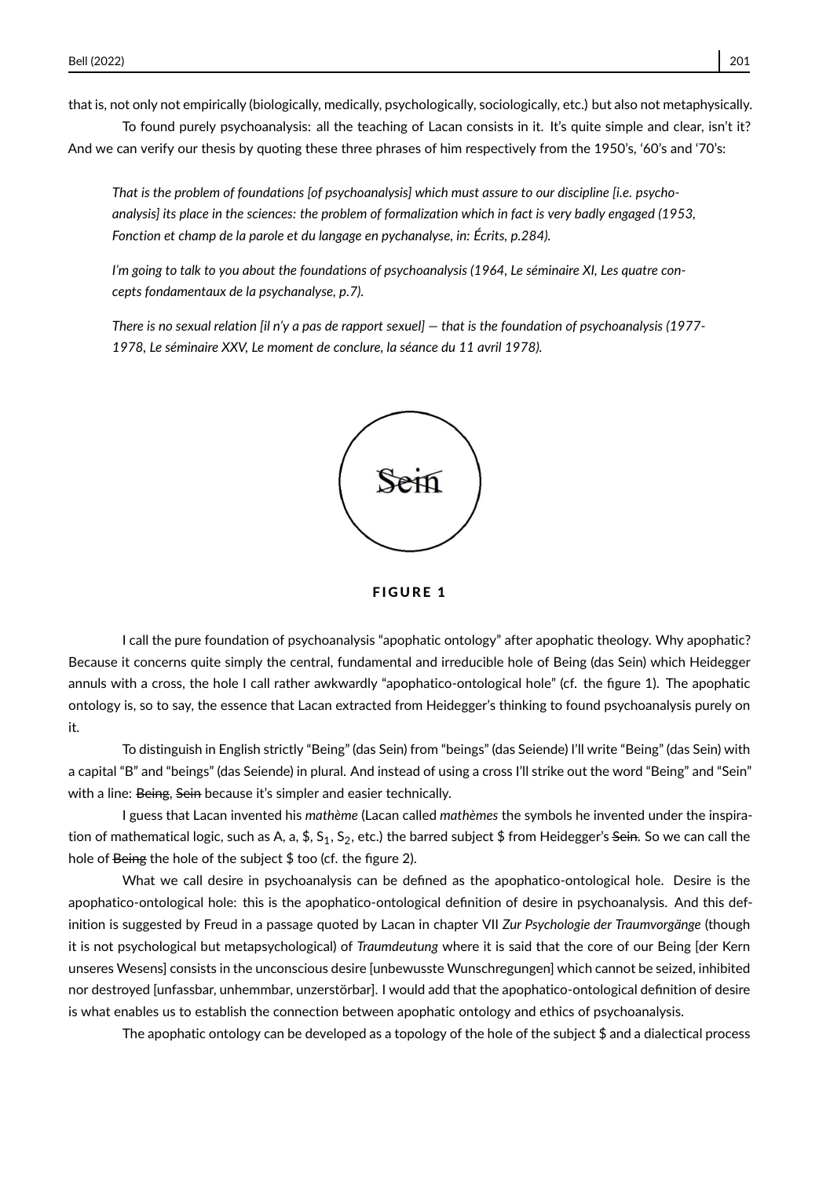that is, not only not empirically (biologically, medically, psychologically, sociologically, etc.) but also not metaphysically.

To found purely psychoanalysis: all the teaching of Lacan consists in it. It's quite simple and clear, isn't it? And we can verify our thesis by quoting these three phrases of him respectively from the 1950's, '60's and '70's:

> *That is the problem of foundations [of psychoanalysis] which must assure to our discipline [i.e. psychoanalysis] its place in the sciences: the problem of formalization which in fact is very badly engaged (1953, Fonction et champ de la parole et du langage en pychanalyse, in: Écrits, p.284).*

> *I'm going to talk to you about the foundations of psychoanalysis (1964, Le séminaire XI, Les quatre concepts fondamentaux de la psychanalyse, p.7).*

> *There is no sexual relation [il n'y a pas de rapport sexuel] — that is the foundation of psychoanalysis (1977-1978, Le séminaire XXV, Le moment de conclure, la séance du 11 avril 1978).*

~~Sein~~

**FIGURE 1**

I call the pure foundation of psychoanalysis "apophatic ontology" after apophatic theology. Why apophatic? Because it concerns quite simply the central, fundamental and irreducible hole of Being (das Sein) which Heidegger annuls with a cross, the hole I call rather awkwardly "apophatico-ontological hole" (cf. the figure 1). The apophatic ontology is, so to say, the essence that Lacan extracted from Heidegger's thinking to found psychoanalysis purely on it.

To distinguish in English strictly "Being" (das Sein) from "beings" (das Seiende) I'll write "Being" (das Sein) with a capital "B" and "beings" (das Seiende) in plural. And instead of using a cross I'll strike out the word "Being" and "Sein" with a line: ~~Being~~, ~~Sein~~ because it's simpler and easier technically.

I guess that Lacan invented his *mathème* (Lacan called *mathèmes* the symbols he invented under the inspiration of mathematical logic, such as A, a, $, $S_1$, $S_2$, etc.) the barred subject $ from Heidegger's ~~Sein~~. So we can call the hole of ~~Being~~ the hole of the subject $ too (cf. the figure 2).

What we call desire in psychoanalysis can be defined as the apophatico-ontological hole. Desire is the apophatico-ontological hole: this is the apophatico-ontological definition of desire in psychoanalysis. And this definition is suggested by Freud in a passage quoted by Lacan in chapter VII *Zur Psychologie der Traumvorgänge* (though it is not psychological but metapsychological) of *Traumdeutung* where it is said that the core of our Being [der Kern unseres Wesens] consists in the unconscious desire [unbewusste Wunschregungen] which cannot be seized, inhibited nor destroyed [unfassbar, unhemmbar, unzerstörbar]. I would add that the apophatico-ontological definition of desire is what enables us to establish the connection between apophatic ontology and ethics of psychoanalysis.

The apophatic ontology can be developed as a topology of the hole of the subject $ and a dialectical process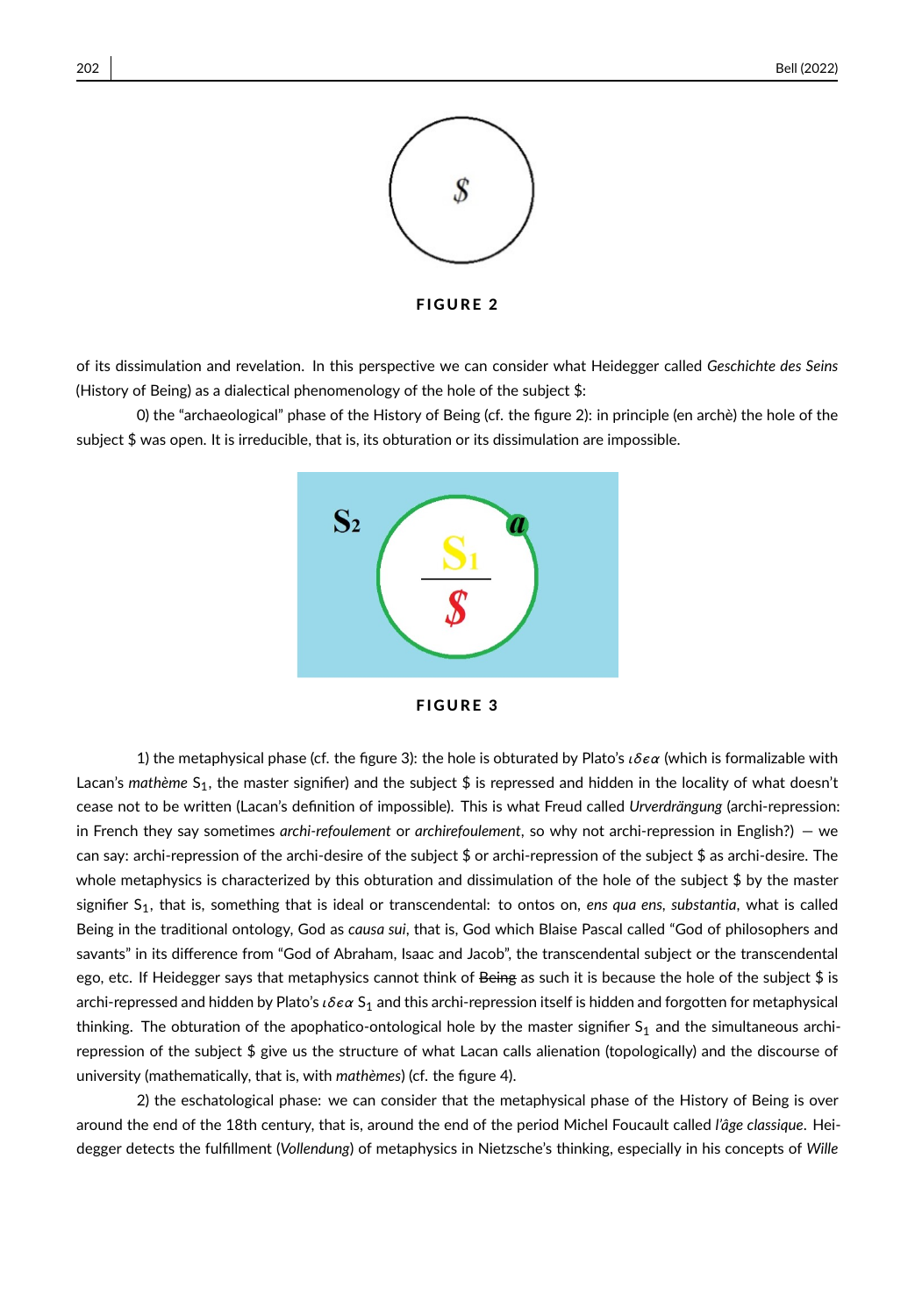FIGURE 2

of its dissimulation and revelation. In this perspective we can consider what Heidegger called *Geschichte des Seins* (History of Being) as a dialectical phenomenology of the hole of the subject $:

0) the "archaeological" phase of the History of Being (cf. the figure 2): in principle (en archè) the hole of the subject $ was open. It is irreducible, that is, its obturation or its dissimulation are impossible.

FIGURE 3

1) the metaphysical phase (cf. the figure 3): the hole is obturated by Plato's ιδεα (which is formalizable with Lacan's *mathème* $S_1$, the master signifier) and the subject $ is repressed and hidden in the locality of what doesn't cease not to be written (Lacan's definition of impossible). This is what Freud called *Urverdrängung* (archi-repression: in French they say sometimes *archi-refoulement* or *archirefoulement*, so why not archi-repression in English?) — we can say: archi-repression of the archi-desire of the subject $ or archi-repression of the subject $ as archi-desire. The whole metaphysics is characterized by this obturation and dissimulation of the hole of the subject $ by the master signifier $S_1$, that is, something that is ideal or transcendental: to ontos on, *ens qua ens*, *substantia*, what is called Being in the traditional ontology, God as *causa sui*, that is, God which Blaise Pascal called "God of philosophers and savants" in its difference from "God of Abraham, Isaac and Jacob", the transcendental subject or the transcendental ego, etc. If Heidegger says that metaphysics cannot think of ~~Being~~ as such it is because the hole of the subject $ is archi-repressed and hidden by Plato's ιδεα $S_1$ and this archi-repression itself is hidden and forgotten for metaphysical thinking. The obturation of the apophatico-ontological hole by the master signifier $S_1$ and the simultaneous archi-repression of the subject $ give us the structure of what Lacan calls alienation (topologically) and the discourse of university (mathematically, that is, with *mathèmes*) (cf. the figure 4).

2) the eschatological phase: we can consider that the metaphysical phase of the History of Being is over around the end of the 18th century, that is, around the end of the period Michel Foucault called *l'âge classique*. Heidegger detects the fulfillment (*Vollendung*) of metaphysics in Nietzsche's thinking, especially in his concepts of *Wille*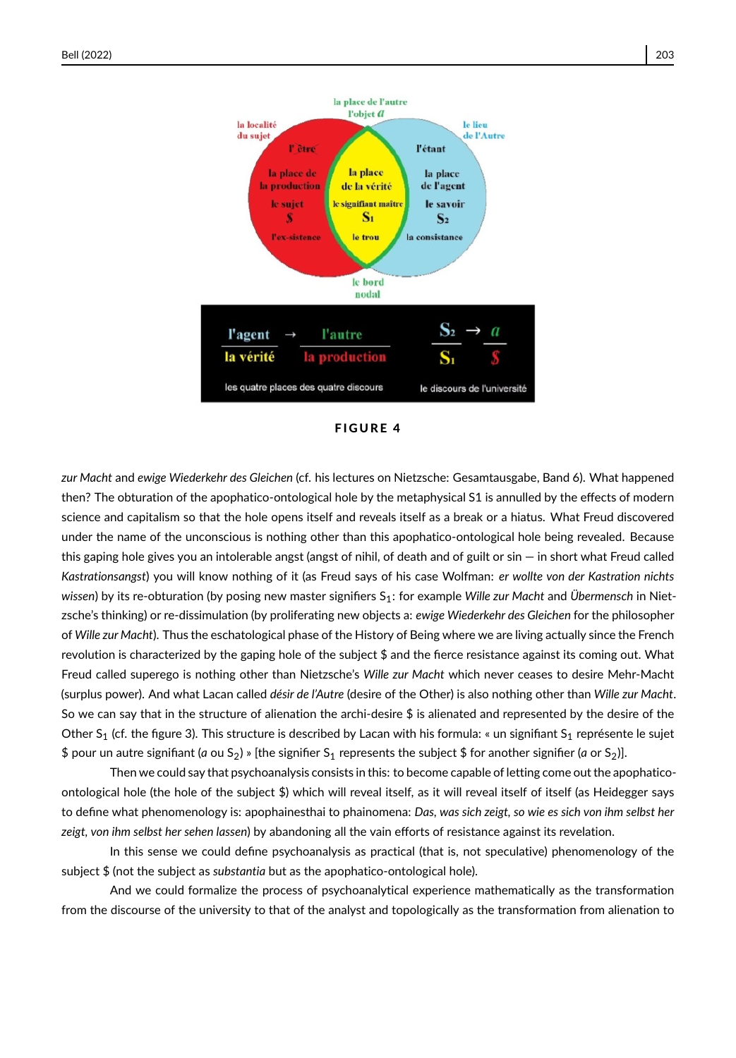FIGURE 4

*zur Macht* and *ewige Wiederkehr des Gleichen* (cf. his lectures on Nietzsche: Gesamtausgabe, Band 6). What happened then? The obturation of the apophatico-ontological hole by the metaphysical S1 is annulled by the effects of modern science and capitalism so that the hole opens itself and reveals itself as a break or a hiatus. What Freud discovered under the name of the unconscious is nothing other than this apophatico-ontological hole being revealed. Because this gaping hole gives you an intolerable angst (angst of nihil, of death and of guilt or sin — in short what Freud called *Kastrationsangst*) you will know nothing of it (as Freud says of his case Wolfman: *er wollte von der Kastration nichts wissen*) by its re-obturation (by posing new master signifiers $S_1$: for example *Wille zur Macht* and *Übermensch* in Nietzsche's thinking) or re-dissimulation (by proliferating new objects a: *ewige Wiederkehr des Gleichen* for the philosopher of *Wille zur Macht*). Thus the eschatological phase of the History of Being where we are living actually since the French revolution is characterized by the gaping hole of the subject $ and the fierce resistance against its coming out. What Freud called superego is nothing other than Nietzsche's *Wille zur Macht* which never ceases to desire Mehr-Macht (surplus power). And what Lacan called *désir de l'Autre* (desire of the Other) is also nothing other than *Wille zur Macht*. So we can say that in the structure of alienation the archi-desire $ is alienated and represented by the desire of the Other $S_1$ (cf. the figure 3). This structure is described by Lacan with his formula: « un signifiant $S_1$ représente le sujet $ pour un autre signifiant (*a* ou $S_2$) » [the signifier $S_1$ represents the subject $ for another signifier (*a* or $S_2$)].

Then we could say that psychoanalysis consists in this: to become capable of letting come out the apophatico-ontological hole (the hole of the subject $) which will reveal itself, as it will reveal itself of itself (as Heidegger says to define what phenomenology is: apophainesthai to phainomena: *Das, was sich zeigt, so wie es sich von ihm selbst her zeigt, von ihm selbst her sehen lassen*) by abandoning all the vain efforts of resistance against its revelation.

In this sense we could define psychoanalysis as practical (that is, not speculative) phenomenology of the subject $ (not the subject as *substantia* but as the apophatico-ontological hole).

And we could formalize the process of psychoanalytical experience mathematically as the transformation from the discourse of the university to that of the analyst and topologically as the transformation from alienation to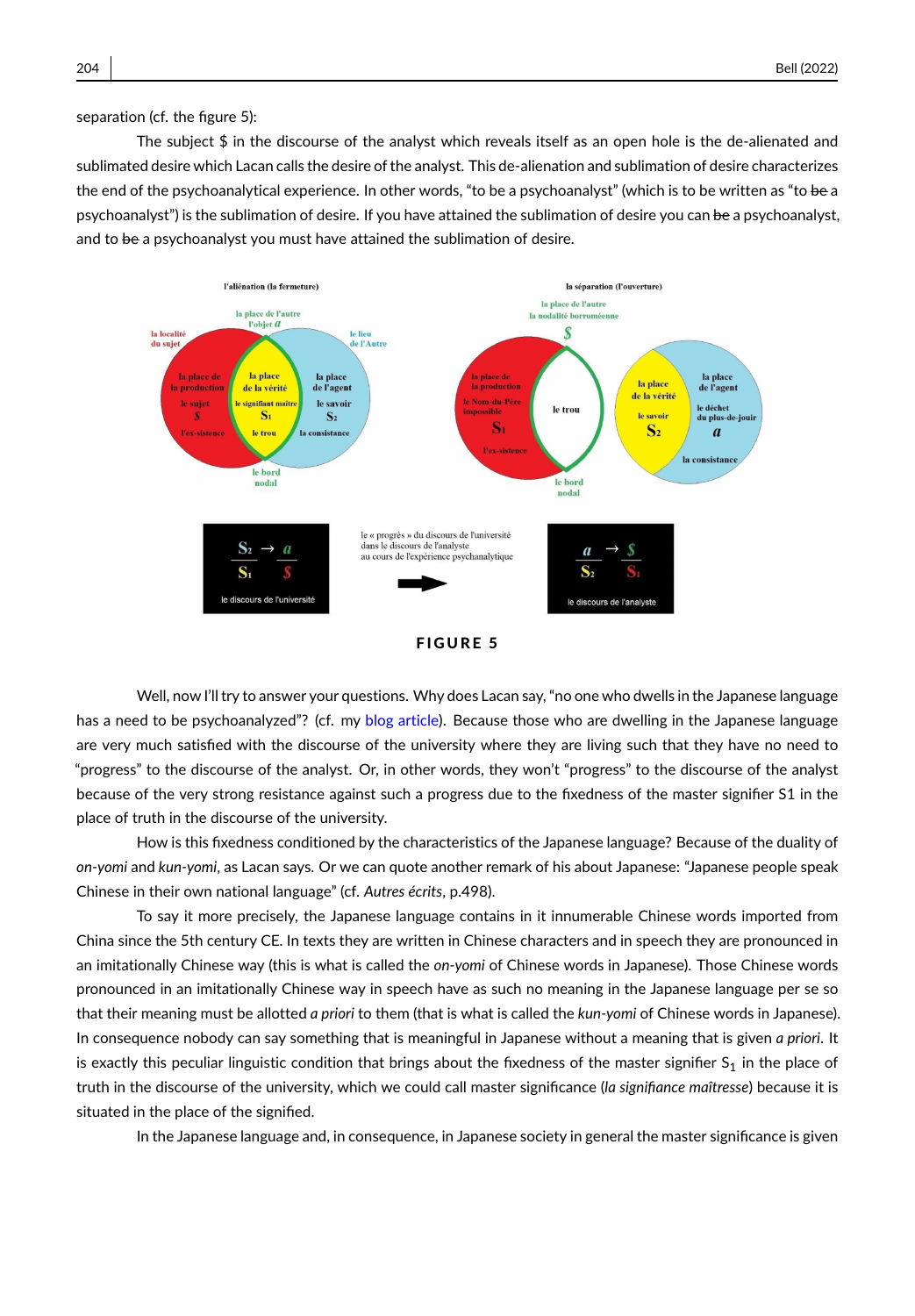separation (cf. the figure 5):

The subject $ in the discourse of the analyst which reveals itself as an open hole is the de-alienated and sublimated desire which Lacan calls the desire of the analyst. This de-alienation and sublimation of desire characterizes the end of the psychoanalytical experience. In other words, “to be a psychoanalyst” (which is to be written as “to ~~be~~ a psychoanalyst”) is the sublimation of desire. If you have attained the sublimation of desire you can ~~be~~ a psychoanalyst, and to ~~be~~ a psychoanalyst you must have attained the sublimation of desire.

**FIGURE 5**

Well, now I’ll try to answer your questions. Why does Lacan say, “no one who dwells in the Japanese language has a need to be psychoanalyzed”? (cf. my blog article). Because those who are dwelling in the Japanese language are very much satisfied with the discourse of the university where they are living such that they have no need to “progress” to the discourse of the analyst. Or, in other words, they won’t “progress” to the discourse of the analyst because of the very strong resistance against such a progress due to the fixedness of the master signifier S1 in the place of truth in the discourse of the university.

How is this fixedness conditioned by the characteristics of the Japanese language? Because of the duality of *on-yomi* and *kun-yomi*, as Lacan says. Or we can quote another remark of his about Japanese: “Japanese people speak Chinese in their own national language” (cf. *Autres écrits*, p.498).

To say it more precisely, the Japanese language contains in it innumerable Chinese words imported from China since the 5th century CE. In texts they are written in Chinese characters and in speech they are pronounced in an imitationally Chinese way (this is what is called the *on-yomi* of Chinese words in Japanese). Those Chinese words pronounced in an imitationally Chinese way in speech have as such no meaning in the Japanese language per se so that their meaning must be allotted *a priori* to them (that is what is called the *kun-yomi* of Chinese words in Japanese). In consequence nobody can say something that is meaningful in Japanese without a meaning that is given *a priori*. It is exactly this peculiar linguistic condition that brings about the fixedness of the master signifier $S_1$ in the place of truth in the discourse of the university, which we could call master significance (*la signifiance maîtresse*) because it is situated in the place of the signified.

In the Japanese language and, in consequence, in Japanese society in general the master significance is given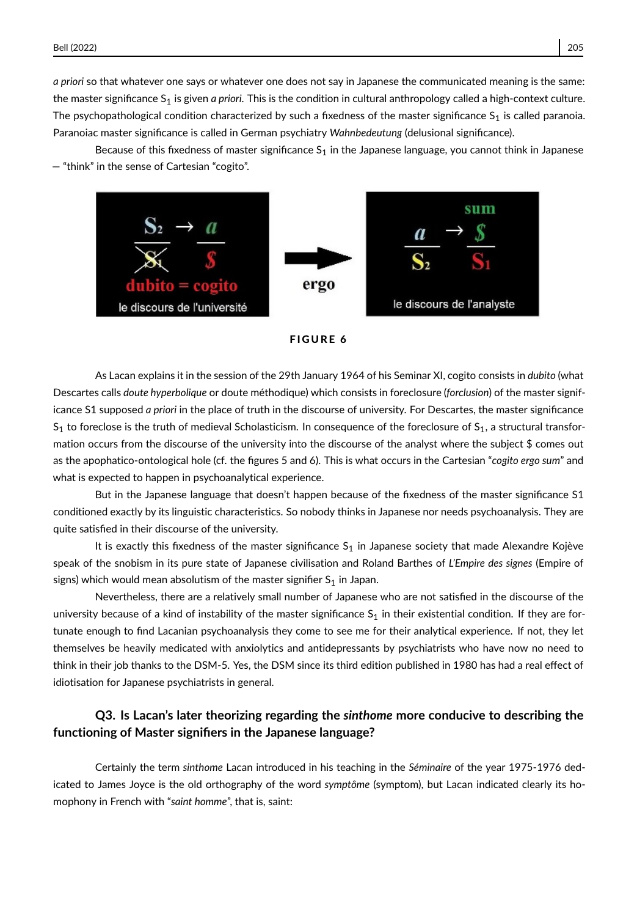*a priori* so that whatever one says or whatever one does not say in Japanese the communicated meaning is the same: the master significance $S_1$ is given *a priori*. This is the condition in cultural anthropology called a high-context culture. The psychopathological condition characterized by such a fixedness of the master significance $S_1$ is called paranoia. Paranoiac master significance is called in German psychiatry *Wahnbedeutung* (delusional significance).

Because of this fixedness of master significance $S_1$ in the Japanese language, you cannot think in Japanese — "think" in the sense of Cartesian "cogito".

FIGURE 6

As Lacan explains it in the session of the 29th January 1964 of his Seminar XI, cogito consists in *dubito* (what Descartes calls *doute hyperbolique* or doute méthodique) which consists in foreclosure (*forclusion*) of the master significance S1 supposed *a priori* in the place of truth in the discourse of university. For Descartes, the master significance $S_1$ to foreclose is the truth of medieval Scholasticism. In consequence of the foreclosure of $S_1$, a structural transformation occurs from the discourse of the university into the discourse of the analyst where the subject $ comes out as the apophatico-ontological hole (cf. the figures 5 and 6). This is what occurs in the Cartesian "*cogito ergo sum*" and what is expected to happen in psychoanalytical experience.

But in the Japanese language that doesn't happen because of the fixedness of the master significance S1 conditioned exactly by its linguistic characteristics. So nobody thinks in Japanese nor needs psychoanalysis. They are quite satisfied in their discourse of the university.

It is exactly this fixedness of the master significance $S_1$ in Japanese society that made Alexandre Kojève speak of the snobism in its pure state of Japanese civilisation and Roland Barthes of *L'Empire des signes* (Empire of signs) which would mean absolutism of the master signifier $S_1$ in Japan.

Nevertheless, there are a relatively small number of Japanese who are not satisfied in the discourse of the university because of a kind of instability of the master significance $S_1$ in their existential condition. If they are fortunate enough to find Lacanian psychoanalysis they come to see me for their analytical experience. If not, they let themselves be heavily medicated with anxiolytics and antidepressants by psychiatrists who have now no need to think in their job thanks to the DSM-5. Yes, the DSM since its third edition published in 1980 has had a real effect of idiotisation for Japanese psychiatrists in general.

### Q3. Is Lacan's later theorizing regarding the *sinthome* more conducive to describing the functioning of Master signifiers in the Japanese language?

Certainly the term *sinthome* Lacan introduced in his teaching in the *Séminaire* of the year 1975-1976 dedicated to James Joyce is the old orthography of the word *symptôme* (symptom), but Lacan indicated clearly its homophony in French with "*saint homme*", that is, saint: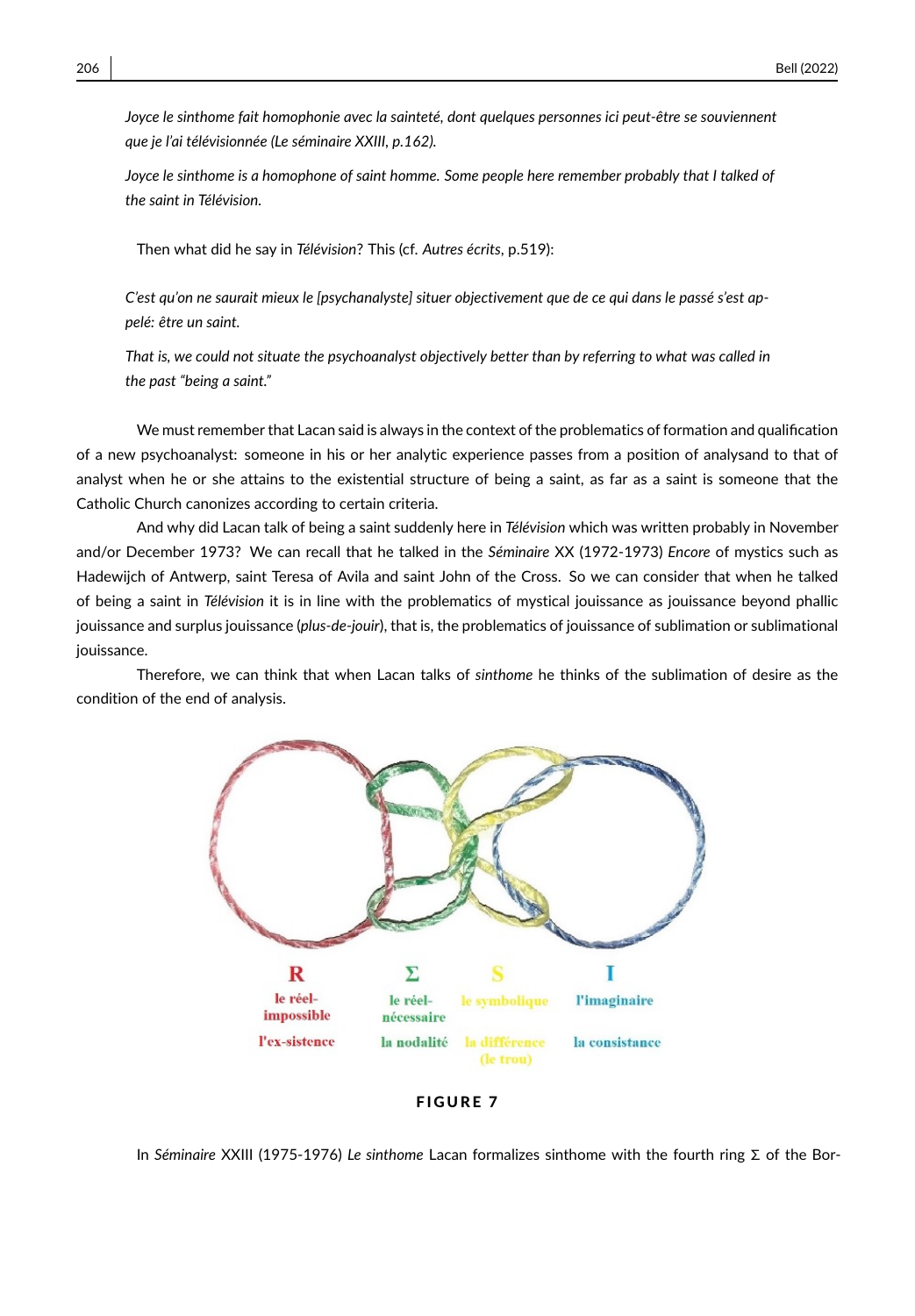*Joyce le sinthome fait homophonie avec la sainteté, dont quelques personnes ici peut-être se souviennent que je l'ai télévisionnée (Le séminaire XXIII, p.162).*

*Joyce le sinthome is a homophone of saint homme. Some people here remember probably that I talked of the saint in Télévision.*

Then what did he say in *Télévision*? This (cf. *Autres écrits*, p.519):

*C'est qu'on ne saurait mieux le [psychanalyste] situer objectivement que de ce qui dans le passé s'est appelé: être un saint.*

*That is, we could not situate the psychoanalyst objectively better than by referring to what was called in the past "being a saint."*

We must remember that Lacan said is always in the context of the problematics of formation and qualification of a new psychoanalyst: someone in his or her analytic experience passes from a position of analysand to that of analyst when he or she attains to the existential structure of being a saint, as far as a saint is someone that the Catholic Church canonizes according to certain criteria.

And why did Lacan talk of being a saint suddenly here in *Télévision* which was written probably in November and/or December 1973? We can recall that he talked in the *Séminaire* XX (1972-1973) *Encore* of mystics such as Hadewijch of Antwerp, saint Teresa of Avila and saint John of the Cross. So we can consider that when he talked of being a saint in *Télévision* it is in line with the problematics of mystical jouissance as jouissance beyond phallic jouissance and surplus jouissance (*plus-de-jouir*), that is, the problematics of jouissance of sublimation or sublimational jouissance.

Therefore, we can think that when Lacan talks of *sinthome* he thinks of the sublimation of desire as the condition of the end of analysis.

| R | Σ | S | I |
|---|---|---|---|
| le réel-impossible | le réel-nécessaire | le symbolique | l'imaginaire |
| l'ex-sistence | la nodalité | la différence (le trou) | la consistance |

**FIGURE 7**

In *Séminaire* XXIII (1975-1976) *Le sinthome* Lacan formalizes sinthome with the fourth ring Σ of the Bor-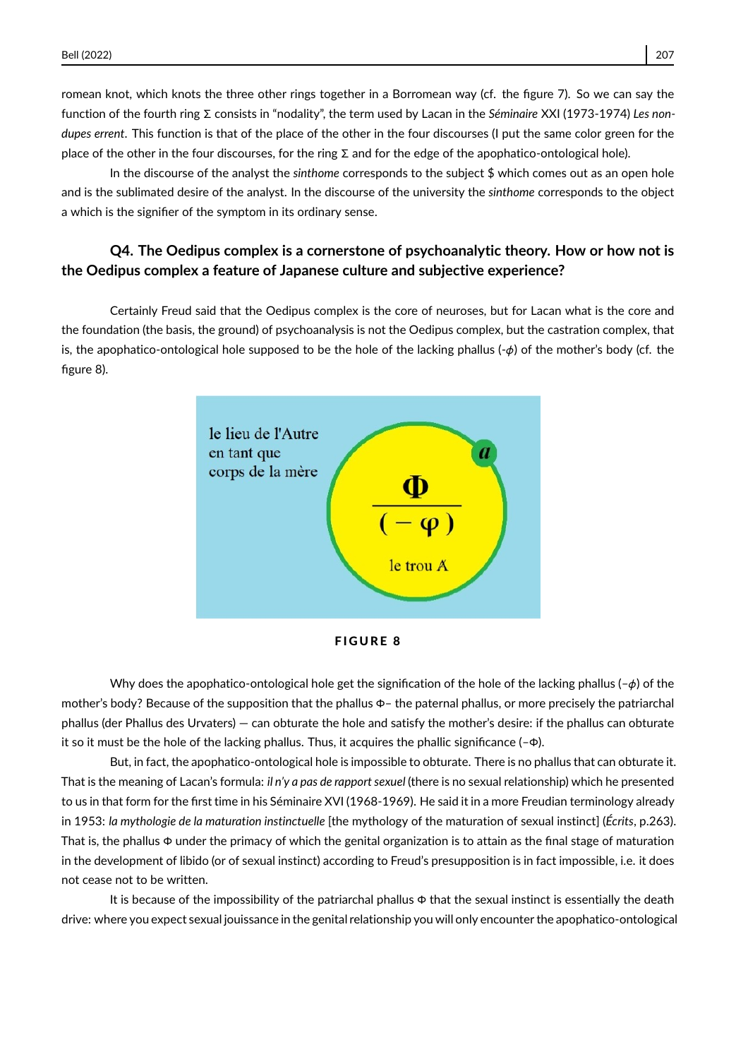romean knot, which knots the three other rings together in a Borromean way (cf. the figure 7). So we can say the function of the fourth ring Σ consists in "nodality", the term used by Lacan in the *Séminaire* XXI (1973-1974) *Les non-dupes errent*. This function is that of the place of the other in the four discourses (I put the same color green for the place of the other in the four discourses, for the ring Σ and for the edge of the apophatico-ontological hole).

In the discourse of the analyst the *sinthome* corresponds to the subject $ which comes out as an open hole and is the sublimated desire of the analyst. In the discourse of the university the *sinthome* corresponds to the object a which is the signifier of the symptom in its ordinary sense.

### Q4. The Oedipus complex is a cornerstone of psychoanalytic theory. How or how not is the Oedipus complex a feature of Japanese culture and subjective experience?

Certainly Freud said that the Oedipus complex is the core of neuroses, but for Lacan what is the core and the foundation (the basis, the ground) of psychoanalysis is not the Oedipus complex, but the castration complex, that is, the apophatico-ontological hole supposed to be the hole of the lacking phallus (-$\phi$) of the mother's body (cf. the figure 8).

le lieu de l'Autre en tant que corps de la mère

$$\frac{\Phi}{(-\varphi)}$$

le trou A

a

**FIGURE 8**

Why does the apophatico-ontological hole get the signification of the hole of the lacking phallus (–$\phi$) of the mother's body? Because of the supposition that the phallus Φ– the paternal phallus, or more precisely the patriarchal phallus (der Phallus des Urvaters) — can obturate the hole and satisfy the mother's desire: if the phallus can obturate it so it must be the hole of the lacking phallus. Thus, it acquires the phallic significance (–Φ).

But, in fact, the apophatico-ontological hole is impossible to obturate. There is no phallus that can obturate it. That is the meaning of Lacan's formula: *il n'y a pas de rapport sexuel* (there is no sexual relationship) which he presented to us in that form for the first time in his Séminaire XVI (1968-1969). He said it in a more Freudian terminology already in 1953: *la mythologie de la maturation instinctuelle* [the mythology of the maturation of sexual instinct] (*Écrits*, p.263). That is, the phallus Φ under the primacy of which the genital organization is to attain as the final stage of maturation in the development of libido (or of sexual instinct) according to Freud's presupposition is in fact impossible, i.e. it does not cease not to be written.

It is because of the impossibility of the patriarchal phallus Φ that the sexual instinct is essentially the death drive: where you expect sexual jouissance in the genital relationship you will only encounter the apophatico-ontological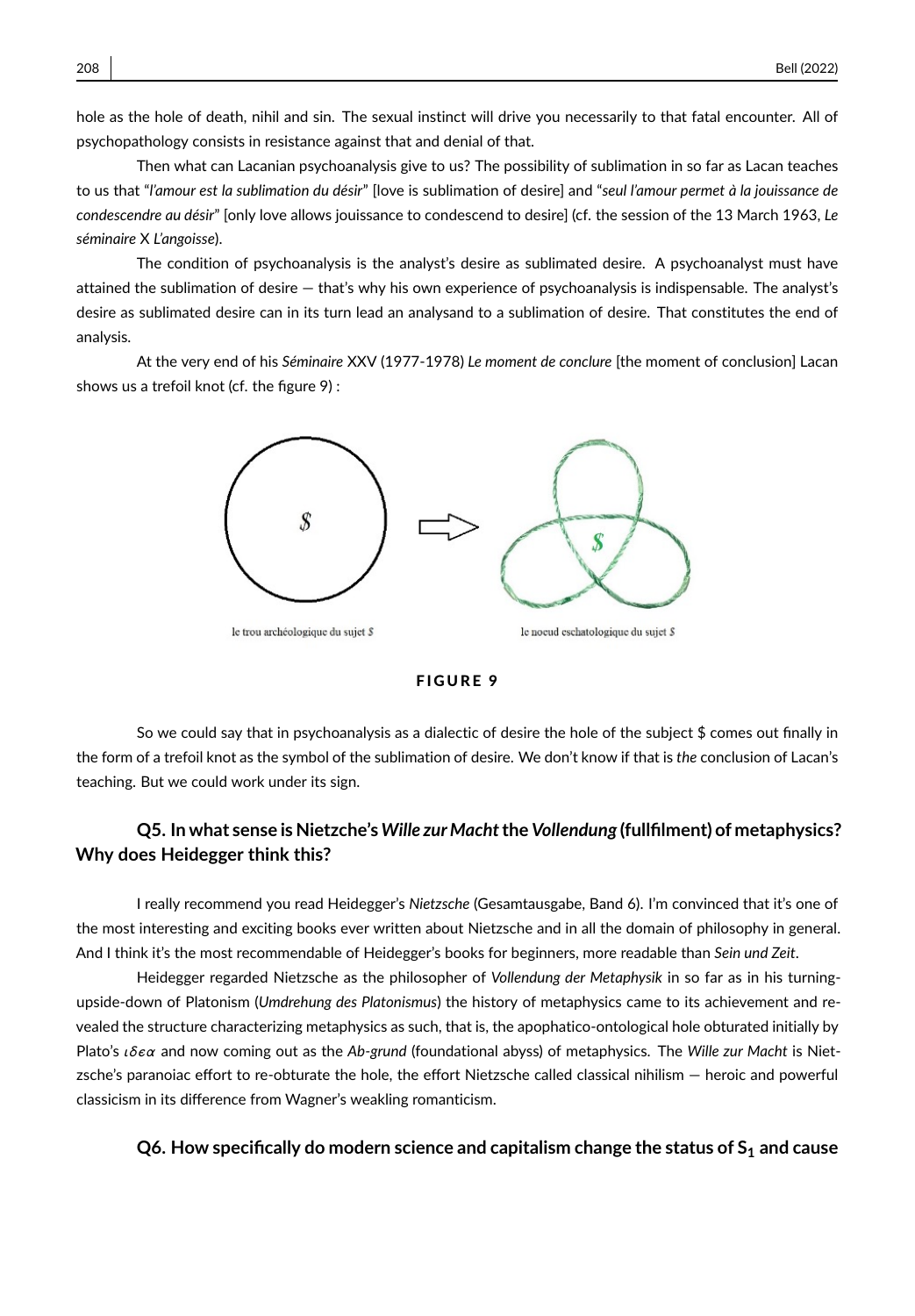hole as the hole of death, nihil and sin. The sexual instinct will drive you necessarily to that fatal encounter. All of psychopathology consists in resistance against that and denial of that.

Then what can Lacanian psychoanalysis give to us? The possibility of sublimation in so far as Lacan teaches to us that "*l'amour est la sublimation du désir*" [love is sublimation of desire] and "*seul l'amour permet à la jouissance de condescendre au désir*" [only love allows jouissance to condescend to desire] (cf. the session of the 13 March 1963, *Le séminaire* X *L'angoisse*).

The condition of psychoanalysis is the analyst's desire as sublimated desire. A psychoanalyst must have attained the sublimation of desire — that's why his own experience of psychoanalysis is indispensable. The analyst's desire as sublimated desire can in its turn lead an analysand to a sublimation of desire. That constitutes the end of analysis.

At the very end of his *Séminaire* XXV (1977-1978) *Le moment de conclure* [the moment of conclusion] Lacan shows us a trefoil knot (cf. the figure 9) :

le trou archéologique du sujet $ | le noeud eschatologique du sujet $

**FIGURE 9**

So we could say that in psychoanalysis as a dialectic of desire the hole of the subject $ comes out finally in the form of a trefoil knot as the symbol of the sublimation of desire. We don't know if that is *the* conclusion of Lacan's teaching. But we could work under its sign.

### Q5. In what sense is Nietzche's *Wille zur Macht* the *Vollendung* (fullfilment) of metaphysics? Why does Heidegger think this?

I really recommend you read Heidegger's *Nietzsche* (Gesamtausgabe, Band 6). I'm convinced that it's one of the most interesting and exciting books ever written about Nietzsche and in all the domain of philosophy in general. And I think it's the most recommendable of Heidegger's books for beginners, more readable than *Sein und Zeit*.

Heidegger regarded Nietzsche as the philosopher of *Vollendung der Metaphysik* in so far as in his turning-upside-down of Platonism (*Umdrehung des Platonismus*) the history of metaphysics came to its achievement and revealed the structure characterizing metaphysics as such, that is, the apophatico-ontological hole obturated initially by Plato's *ιδεα* and now coming out as the *Ab-grund* (foundational abyss) of metaphysics. The *Wille zur Macht* is Nietzsche's paranoiac effort to re-obturate the hole, the effort Nietzsche called classical nihilism — heroic and powerful classicism in its difference from Wagner's weakling romanticism.

### Q6. How specifically do modern science and capitalism change the status of $S_1$ and cause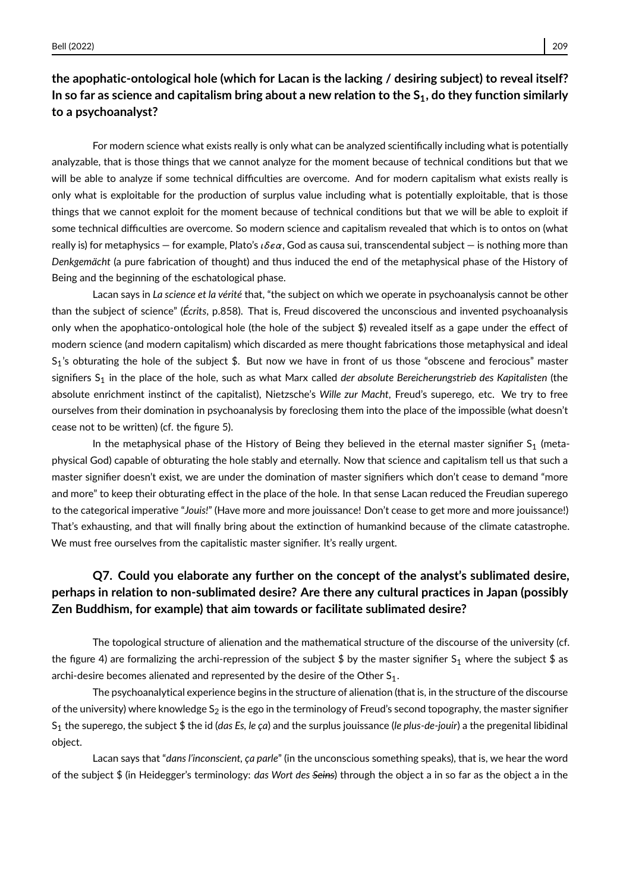**the apophatic-ontological hole (which for Lacan is the lacking / desiring subject) to reveal itself? In so far as science and capitalism bring about a new relation to the $S_1$, do they function similarly to a psychoanalyst?**

For modern science what exists really is only what can be analyzed scientifically including what is potentially analyzable, that is those things that we cannot analyze for the moment because of technical conditions but that we will be able to analyze if some technical difficulties are overcome. And for modern capitalism what exists really is only what is exploitable for the production of surplus value including what is potentially exploitable, that is those things that we cannot exploit for the moment because of technical conditions but that we will be able to exploit if some technical difficulties are overcome. So modern science and capitalism revealed that which is to ontos on (what really is) for metaphysics — for example, Plato's $\iota\delta\epsilon\alpha$, God as causa sui, transcendental subject — is nothing more than *Denkgemächt* (a pure fabrication of thought) and thus induced the end of the metaphysical phase of the History of Being and the beginning of the eschatological phase.

Lacan says in *La science et la vérité* that, "the subject on which we operate in psychoanalysis cannot be other than the subject of science" (*Écrits*, p.858). That is, Freud discovered the unconscious and invented psychoanalysis only when the apophatico-ontological hole (the hole of the subject $) revealed itself as a gape under the effect of modern science (and modern capitalism) which discarded as mere thought fabrications those metaphysical and ideal $S_1$'s obturating the hole of the subject $. But now we have in front of us those "obscene and ferocious" master signifiers $S_1$ in the place of the hole, such as what Marx called *der absolute Bereicherungstrieb des Kapitalisten* (the absolute enrichment instinct of the capitalist), Nietzsche's *Wille zur Macht*, Freud's superego, etc. We try to free ourselves from their domination in psychoanalysis by foreclosing them into the place of the impossible (what doesn't cease not to be written) (cf. the figure 5).

In the metaphysical phase of the History of Being they believed in the eternal master signifier $S_1$ (metaphysical God) capable of obturating the hole stably and eternally. Now that science and capitalism tell us that such a master signifier doesn't exist, we are under the domination of master signifiers which don't cease to demand "more and more" to keep their obturating effect in the place of the hole. In that sense Lacan reduced the Freudian superego to the categorical imperative "*Jouis!*" (Have more and more jouissance! Don't cease to get more and more jouissance!) That's exhausting, and that will finally bring about the extinction of humankind because of the climate catastrophe. We must free ourselves from the capitalistic master signifier. It's really urgent.

### Q7. Could you elaborate any further on the concept of the analyst's sublimated desire, perhaps in relation to non-sublimated desire? Are there any cultural practices in Japan (possibly Zen Buddhism, for example) that aim towards or facilitate sublimated desire?

The topological structure of alienation and the mathematical structure of the discourse of the university (cf. the figure 4) are formalizing the archi-repression of the subject $ by the master signifier $S_1$ where the subject $ as archi-desire becomes alienated and represented by the desire of the Other $S_1$.

The psychoanalytical experience begins in the structure of alienation (that is, in the structure of the discourse of the university) where knowledge $S_2$ is the ego in the terminology of Freud's second topography, the master signifier $S_1$ the superego, the subject $ the id (*das Es*, *le ça*) and the surplus jouissance (*le plus-de-jouir*) a the pregenital libidinal object.

Lacan says that "*dans l'inconscient, ça parle*" (in the unconscious something speaks), that is, we hear the word of the subject $ (in Heidegger's terminology: *das Wort des ~~Seins~~*) through the object a in so far as the object a in the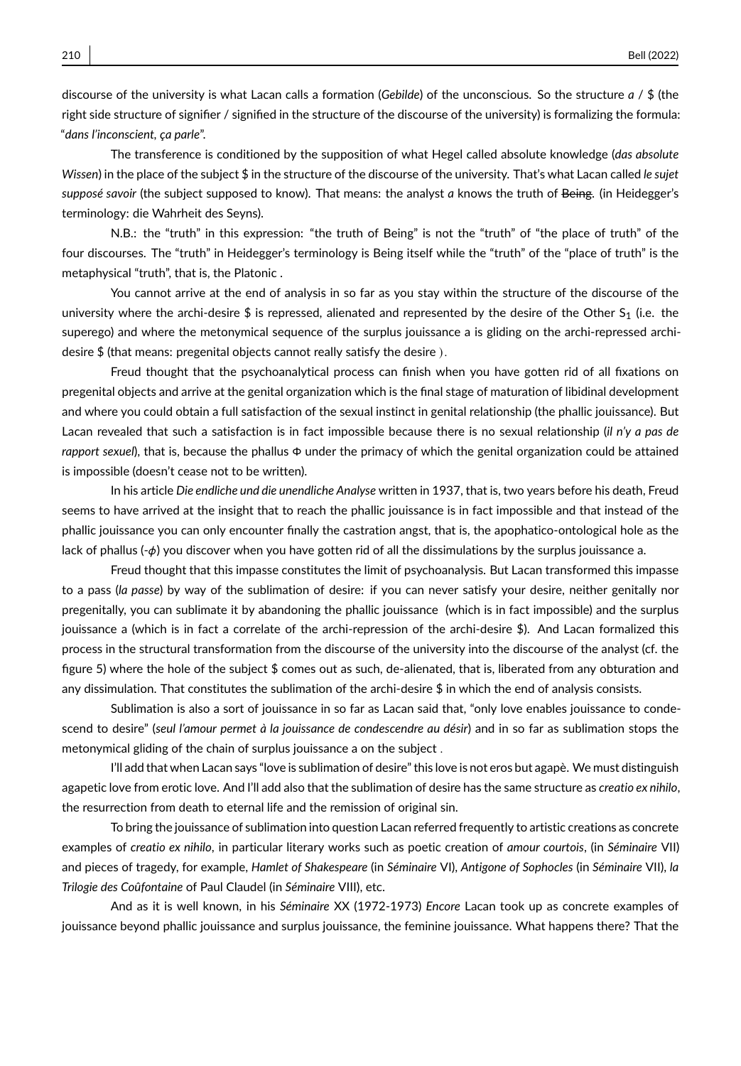discourse of the university is what Lacan calls a formation (*Gebilde*) of the unconscious. So the structure *a* / $ (the right side structure of signifier / signified in the structure of the discourse of the university) is formalizing the formula: "*dans l'inconscient, ça parle*".

The transference is conditioned by the supposition of what Hegel called absolute knowledge (*das absolute Wissen*) in the place of the subject $ in the structure of the discourse of the university. That's what Lacan called *le sujet supposé savoir* (the subject supposed to know). That means: the analyst *a* knows the truth of ~~Being~~. (in Heidegger's terminology: die Wahrheit des Seyns).

N.B.: the "truth" in this expression: "the truth of Being" is not the "truth" of "the place of truth" of the four discourses. The "truth" in Heidegger's terminology is Being itself while the "truth" of the "place of truth" is the metaphysical "truth", that is, the Platonic .

You cannot arrive at the end of analysis in so far as you stay within the structure of the discourse of the university where the archi-desire $ is repressed, alienated and represented by the desire of the Other $S_1$ (i.e. the superego) and where the metonymical sequence of the surplus jouissance a is gliding on the archi-repressed archi-desire $ (that means: pregenital objects cannot really satisfy the desire ).

Freud thought that the psychoanalytical process can finish when you have gotten rid of all fixations on pregenital objects and arrive at the genital organization which is the final stage of maturation of libidinal development and where you could obtain a full satisfaction of the sexual instinct in genital relationship (the phallic jouissance). But Lacan revealed that such a satisfaction is in fact impossible because there is no sexual relationship (*il n'y a pas de rapport sexuel*), that is, because the phallus Φ under the primacy of which the genital organization could be attained is impossible (doesn't cease not to be written).

In his article *Die endliche und die unendliche Analyse* written in 1937, that is, two years before his death, Freud seems to have arrived at the insight that to reach the phallic jouissance is in fact impossible and that instead of the phallic jouissance you can only encounter finally the castration angst, that is, the apophatico-ontological hole as the lack of phallus ($-\phi$) you discover when you have gotten rid of all the dissimulations by the surplus jouissance a.

Freud thought that this impasse constitutes the limit of psychoanalysis. But Lacan transformed this impasse to a pass (*la passe*) by way of the sublimation of desire: if you can never satisfy your desire, neither genitally nor pregenitally, you can sublimate it by abandoning the phallic jouissance (which is in fact impossible) and the surplus jouissance a (which is in fact a correlate of the archi-repression of the archi-desire $). And Lacan formalized this process in the structural transformation from the discourse of the university into the discourse of the analyst (cf. the figure 5) where the hole of the subject $ comes out as such, de-alienated, that is, liberated from any obturation and any dissimulation. That constitutes the sublimation of the archi-desire $ in which the end of analysis consists.

Sublimation is also a sort of jouissance in so far as Lacan said that, "only love enables jouissance to condescend to desire" (*seul l'amour permet à la jouissance de condescendre au désir*) and in so far as sublimation stops the metonymical gliding of the chain of surplus jouissance a on the subject .

I'll add that when Lacan says "love is sublimation of desire" this love is not eros but agapè. We must distinguish agapetic love from erotic love. And I'll add also that the sublimation of desire has the same structure as *creatio ex nihilo*, the resurrection from death to eternal life and the remission of original sin.

To bring the jouissance of sublimation into question Lacan referred frequently to artistic creations as concrete examples of *creatio ex nihilo*, in particular literary works such as poetic creation of *amour courtois*, (in *Séminaire* VII) and pieces of tragedy, for example, *Hamlet of Shakespeare* (in *Séminaire* VI), *Antigone of Sophocles* (in *Séminaire* VII), *la Trilogie des Coûfontaine* of Paul Claudel (in *Séminaire* VIII), etc.

And as it is well known, in his *Séminaire* XX (1972-1973) *Encore* Lacan took up as concrete examples of jouissance beyond phallic jouissance and surplus jouissance, the feminine jouissance. What happens there? That the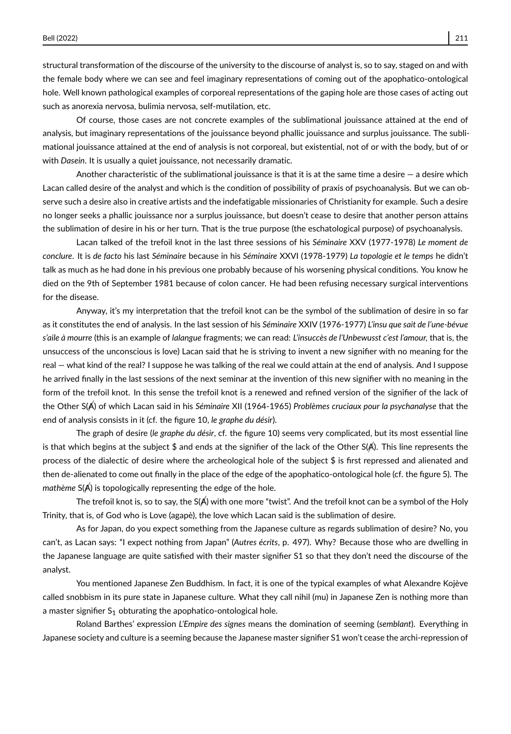structural transformation of the discourse of the university to the discourse of analyst is, so to say, staged on and with the female body where we can see and feel imaginary representations of coming out of the apophatico-ontological hole. Well known pathological examples of corporeal representations of the gaping hole are those cases of acting out such as anorexia nervosa, bulimia nervosa, self-mutilation, etc.

Of course, those cases are not concrete examples of the sublimational jouissance attained at the end of analysis, but imaginary representations of the jouissance beyond phallic jouissance and surplus jouissance. The sublimational jouissance attained at the end of analysis is not corporeal, but existential, not of or with the body, but of or with *Dasein*. It is usually a quiet jouissance, not necessarily dramatic.

Another characteristic of the sublimational jouissance is that it is at the same time a desire — a desire which Lacan called desire of the analyst and which is the condition of possibility of praxis of psychoanalysis. But we can observe such a desire also in creative artists and the indefatigable missionaries of Christianity for example. Such a desire no longer seeks a phallic jouissance nor a surplus jouissance, but doesn't cease to desire that another person attains the sublimation of desire in his or her turn. That is the true purpose (the eschatological purpose) of psychoanalysis.

Lacan talked of the trefoil knot in the last three sessions of his *Séminaire* XXV (1977-1978) *Le moment de conclure*. It is *de facto* his last *Séminaire* because in his *Séminaire* XXVI (1978-1979) *La topologie et le temps* he didn't talk as much as he had done in his previous one probably because of his worsening physical conditions. You know he died on the 9th of September 1981 because of colon cancer. He had been refusing necessary surgical interventions for the disease.

Anyway, it's my interpretation that the trefoil knot can be the symbol of the sublimation of desire in so far as it constitutes the end of analysis. In the last session of his *Séminaire* XXIV (1976-1977) *L'insu que sait de l'une-bévue s'aile à mourre* (this is an example of *lalangue* fragments; we can read: *L'insuccès de l'Unbewusst c'est l'amour,* that is, the unsuccess of the unconscious is love) Lacan said that he is striving to invent a new signifier with no meaning for the real — what kind of the real? I suppose he was talking of the real we could attain at the end of analysis. And I suppose he arrived finally in the last sessions of the next seminar at the invention of this new signifier with no meaning in the form of the trefoil knot. In this sense the trefoil knot is a renewed and refined version of the signifier of the lack of the Other S(Ⱥ) of which Lacan said in his *Séminaire* XII (1964-1965) *Problèmes cruciaux pour la psychanalyse* that the end of analysis consists in it (cf. the figure 10, *le graphe du désir*).

The graph of desire (*le graphe du désir*, cf. the figure 10) seems very complicated, but its most essential line is that which begins at the subject $ and ends at the signifier of the lack of the Other S(Ⱥ). This line represents the process of the dialectic of desire where the archeological hole of the subject $ is first repressed and alienated and then de-alienated to come out finally in the place of the edge of the apophatico-ontological hole (cf. the figure 5). The *mathème* S(Ⱥ) is topologically representing the edge of the hole.

The trefoil knot is, so to say, the S(Ⱥ) with one more "twist". And the trefoil knot can be a symbol of the Holy Trinity, that is, of God who is Love (agapè), the love which Lacan said is the sublimation of desire.

As for Japan, do you expect something from the Japanese culture as regards sublimation of desire? No, you can't, as Lacan says: "I expect nothing from Japan" (*Autres écrits*, p. 497). Why? Because those who are dwelling in the Japanese language are quite satisfied with their master signifier S1 so that they don't need the discourse of the analyst.

You mentioned Japanese Zen Buddhism. In fact, it is one of the typical examples of what Alexandre Kojève called snobbism in its pure state in Japanese culture. What they call nihil (mu) in Japanese Zen is nothing more than a master signifier $S_1$ obturating the apophatico-ontological hole.

Roland Barthes' expression *L'Empire des signes* means the domination of seeming (*semblant*). Everything in Japanese society and culture is a seeming because the Japanese master signifier S1 won't cease the archi-repression of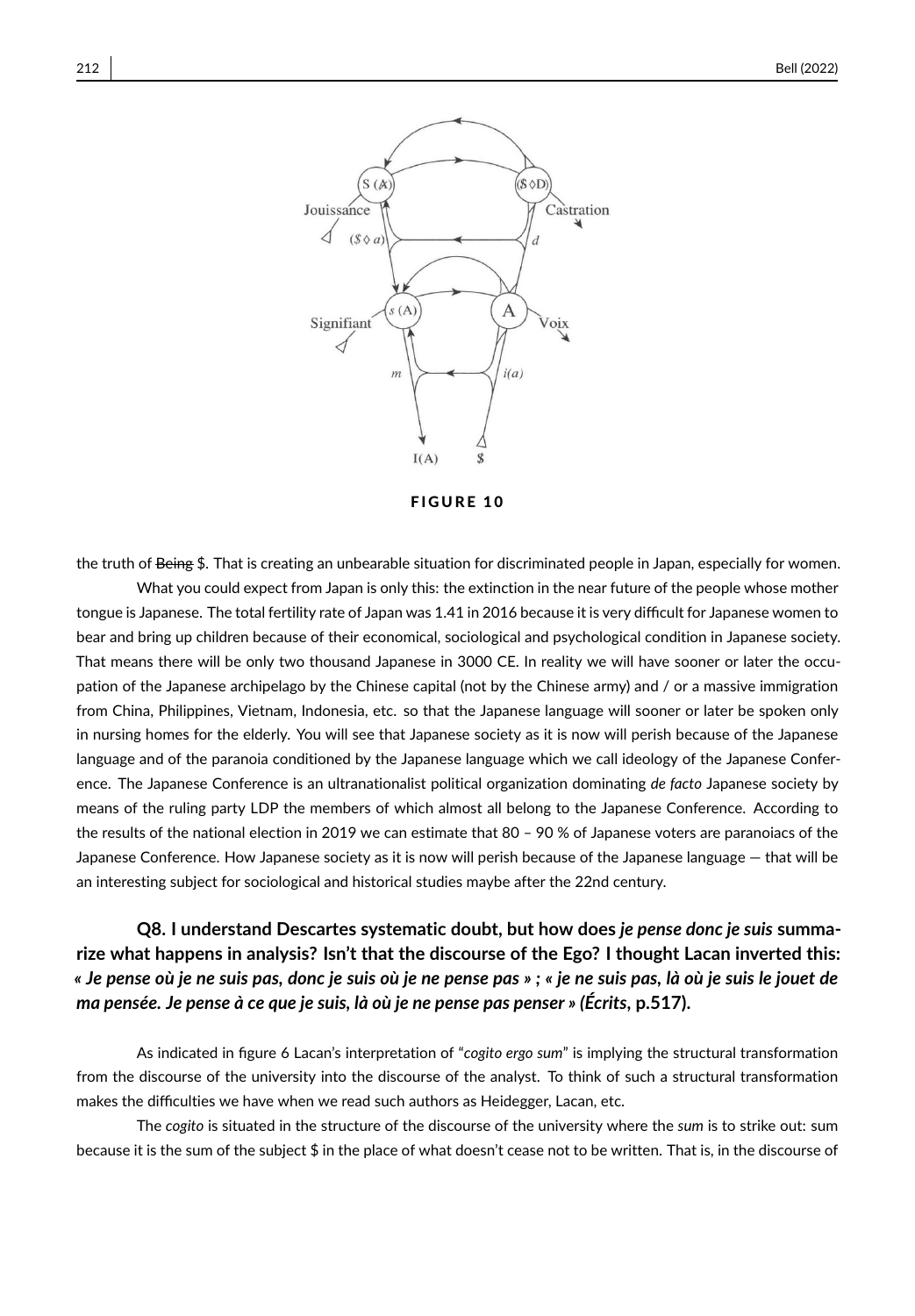FIGURE 10

the truth of ~~Being~~ $. That is creating an unbearable situation for discriminated people in Japan, especially for women.

What you could expect from Japan is only this: the extinction in the near future of the people whose mother tongue is Japanese. The total fertility rate of Japan was 1.41 in 2016 because it is very difficult for Japanese women to bear and bring up children because of their economical, sociological and psychological condition in Japanese society. That means there will be only two thousand Japanese in 3000 CE. In reality we will have sooner or later the occupation of the Japanese archipelago by the Chinese capital (not by the Chinese army) and / or a massive immigration from China, Philippines, Vietnam, Indonesia, etc. so that the Japanese language will sooner or later be spoken only in nursing homes for the elderly. You will see that Japanese society as it is now will perish because of the Japanese language and of the paranoia conditioned by the Japanese language which we call ideology of the Japanese Conference. The Japanese Conference is an ultranationalist political organization dominating *de facto* Japanese society by means of the ruling party LDP the members of which almost all belong to the Japanese Conference. According to the results of the national election in 2019 we can estimate that 80 – 90 % of Japanese voters are paranoiacs of the Japanese Conference. How Japanese society as it is now will perish because of the Japanese language — that will be an interesting subject for sociological and historical studies maybe after the 22nd century.

**Q8. I understand Descartes systematic doubt, but how does *je pense donc je suis* summarize what happens in analysis? Isn't that the discourse of the Ego? I thought Lacan inverted this: *« Je pense où je ne suis pas, donc je suis où je ne pense pas »* ; *« je ne suis pas, là où je suis le jouet de ma pensée. Je pense à ce que je suis, là où je ne pense pas penser »* (*Écrits*, p.517).**

As indicated in figure 6 Lacan's interpretation of "*cogito ergo sum*" is implying the structural transformation from the discourse of the university into the discourse of the analyst. To think of such a structural transformation makes the difficulties we have when we read such authors as Heidegger, Lacan, etc.

The *cogito* is situated in the structure of the discourse of the university where the *sum* is to strike out: sum because it is the sum of the subject $ in the place of what doesn't cease not to be written. That is, in the discourse of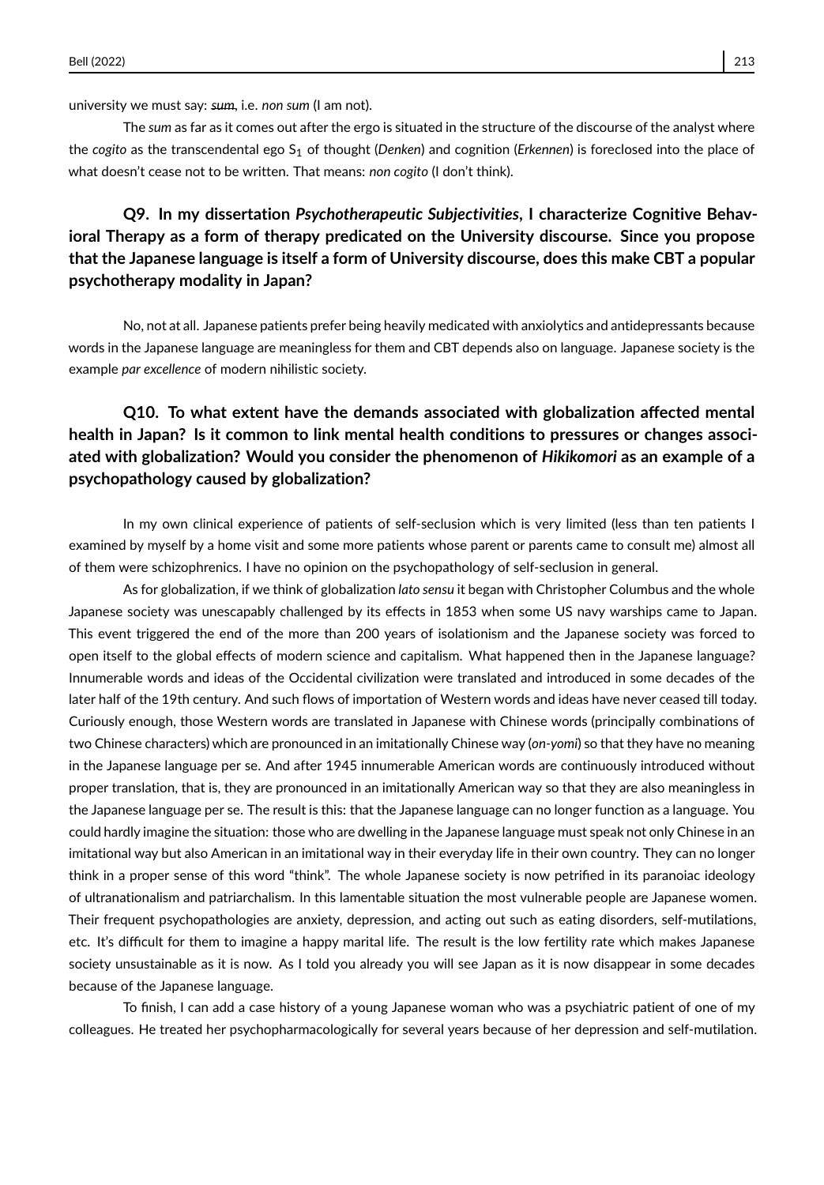university we must say: ~~sum~~, i.e. *non sum* (I am not).

The *sum* as far as it comes out after the ergo is situated in the structure of the discourse of the analyst where the *cogito* as the transcendental ego $S_1$ of thought (*Denken*) and cognition (*Erkennen*) is foreclosed into the place of what doesn't cease not to be written. That means: *non cogito* (I don't think).

### Q9. In my dissertation *Psychotherapeutic Subjectivities*, I characterize Cognitive Behavioral Therapy as a form of therapy predicated on the University discourse. Since you propose that the Japanese language is itself a form of University discourse, does this make CBT a popular psychotherapy modality in Japan?

No, not at all. Japanese patients prefer being heavily medicated with anxiolytics and antidepressants because words in the Japanese language are meaningless for them and CBT depends also on language. Japanese society is the example *par excellence* of modern nihilistic society.

### Q10. To what extent have the demands associated with globalization affected mental health in Japan? Is it common to link mental health conditions to pressures or changes associated with globalization? Would you consider the phenomenon of *Hikikomori* as an example of a psychopathology caused by globalization?

In my own clinical experience of patients of self-seclusion which is very limited (less than ten patients I examined by myself by a home visit and some more patients whose parent or parents came to consult me) almost all of them were schizophrenics. I have no opinion on the psychopathology of self-seclusion in general.

As for globalization, if we think of globalization *lato sensu* it began with Christopher Columbus and the whole Japanese society was unescapably challenged by its effects in 1853 when some US navy warships came to Japan. This event triggered the end of the more than 200 years of isolationism and the Japanese society was forced to open itself to the global effects of modern science and capitalism. What happened then in the Japanese language? Innumerable words and ideas of the Occidental civilization were translated and introduced in some decades of the later half of the 19th century. And such flows of importation of Western words and ideas have never ceased till today. Curiously enough, those Western words are translated in Japanese with Chinese words (principally combinations of two Chinese characters) which are pronounced in an imitationally Chinese way (*on-yomi*) so that they have no meaning in the Japanese language per se. And after 1945 innumerable American words are continuously introduced without proper translation, that is, they are pronounced in an imitationally American way so that they are also meaningless in the Japanese language per se. The result is this: that the Japanese language can no longer function as a language. You could hardly imagine the situation: those who are dwelling in the Japanese language must speak not only Chinese in an imitational way but also American in an imitational way in their everyday life in their own country. They can no longer think in a proper sense of this word "think". The whole Japanese society is now petrified in its paranoiac ideology of ultranationalism and patriarchalism. In this lamentable situation the most vulnerable people are Japanese women. Their frequent psychopathologies are anxiety, depression, and acting out such as eating disorders, self-mutilations, etc. It's difficult for them to imagine a happy marital life. The result is the low fertility rate which makes Japanese society unsustainable as it is now. As I told you already you will see Japan as it is now disappear in some decades because of the Japanese language.

To finish, I can add a case history of a young Japanese woman who was a psychiatric patient of one of my colleagues. He treated her psychopharmacologically for several years because of her depression and self-mutilation.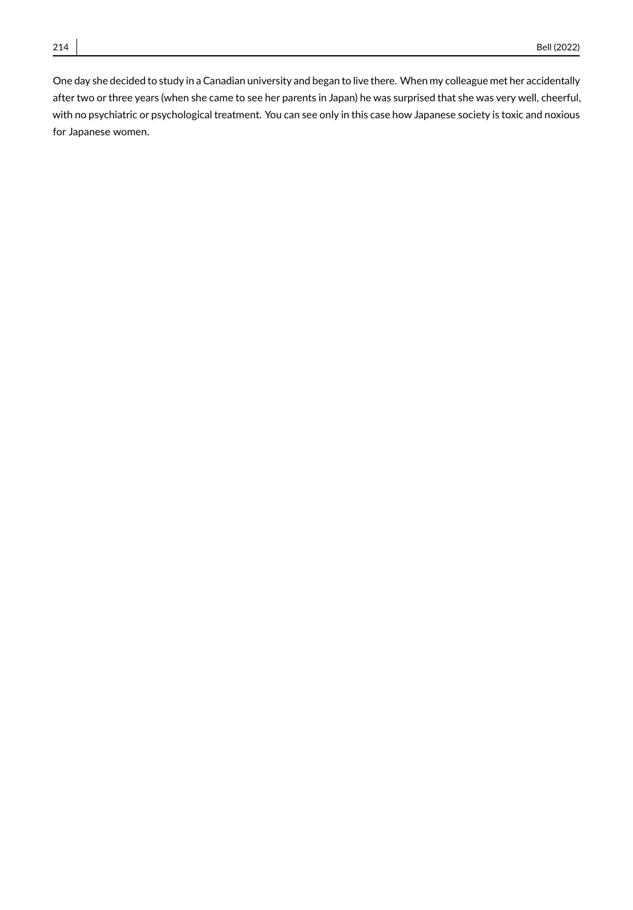One day she decided to study in a Canadian university and began to live there. When my colleague met her accidentally after two or three years (when she came to see her parents in Japan) he was surprised that she was very well, cheerful, with no psychiatric or psychological treatment. You can see only in this case how Japanese society is toxic and noxious for Japanese women.